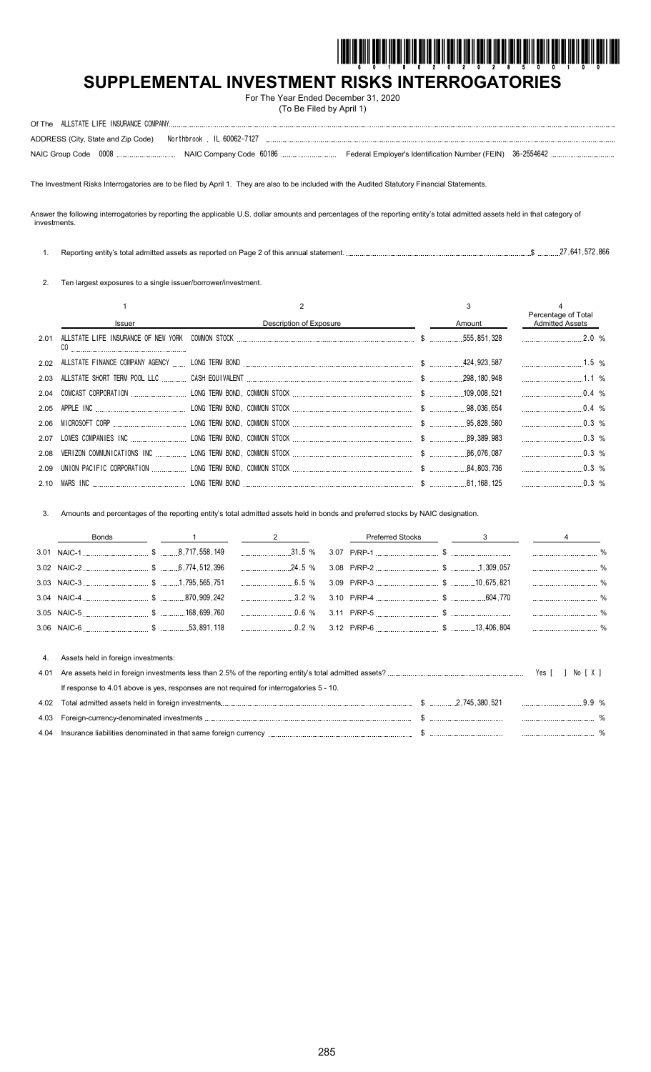# SUPPLEMENTAL INVESTMENT RISKS INTERROGATORIES

For The Year Ended December 31, 2020
(To Be Filed by April 1)

Of The ALLSTATE LIFE INSURANCE COMPANY

ADDRESS (City, State and Zip Code) Northbrook , IL 60062-7127

NAIC Group Code 0008 NAIC Company Code 60186 Federal Employer's Identification Number (FEIN) 36-2554642

The Investment Risks Interrogatories are to be filed by April 1. They are also to be included with the Audited Statutory Financial Statements.

Answer the following interrogatories by reporting the applicable U.S. dollar amounts and percentages of the reporting entity's total admitted assets held in that category of investments.

1. Reporting entity's total admitted assets as reported on Page 2 of this annual statement. $ 27,641,572,866

2. Ten largest exposures to a single issuer/borrower/investment.

| | 1 | 2 | 3 | 4 |
|---|---|---|---|---|
| | Issuer | Description of Exposure | Amount | Percentage of Total Admitted Assets |
| 2.01 | ALLSTATE LIFE INSURANCE OF NEW YORK CO | COMMON STOCK | $ 555,851,328 | 2.0 % |
| 2.02 | ALLSTATE FINANCE COMPANY AGENCY | LONG TERM BOND | $ 424,923,587 | 1.5 % |
| 2.03 | ALLSTATE SHORT TERM POOL LLC | CASH EQUIVALENT | $ 298,180,948 | 1.1 % |
| 2.04 | COMCAST CORPORATION | LONG TERM BOND, COMMON STOCK | $ 109,008,521 | 0.4 % |
| 2.05 | APPLE INC | LONG TERM BOND, COMMON STOCK | $ 98,036,654 | 0.4 % |
| 2.06 | MICROSOFT CORP | LONG TERM BOND, COMMON STOCK | $ 95,828,580 | 0.3 % |
| 2.07 | LOWES COMPANIES INC | LONG TERM BOND, COMMON STOCK | $ 89,389,983 | 0.3 % |
| 2.08 | VERIZON COMMUNICATIONS INC | LONG TERM BOND, COMMON STOCK | $ 86,076,087 | 0.3 % |
| 2.09 | UNION PACIFIC CORPORATION | LONG TERM BOND, COMMON STOCK | $ 84,803,736 | 0.3 % |
| 2.10 | MARS INC | LONG TERM BOND | $ 81,168,125 | 0.3 % |

3. Amounts and percentages of the reporting entity's total admitted assets held in bonds and preferred stocks by NAIC designation.

| Bonds | 1 | 2 | Preferred Stocks | 3 | 4 |
|---|---|---|---|---|---|
| 3.01 NAIC-1 | $ 8,717,558,149 | 31.5 % | 3.07 P/RP-1 | $ | % |
| 3.02 NAIC-2 | $ 6,774,512,396 | 24.5 % | 3.08 P/RP-2 | $ 1,309,057 | % |
| 3.03 NAIC-3 | $ 1,795,565,751 | 6.5 % | 3.09 P/RP-3 | $ 10,675,821 | % |
| 3.04 NAIC-4 | $ 870,909,242 | 3.2 % | 3.10 P/RP-4 | $ 604,770 | % |
| 3.05 NAIC-5 | $ 168,699,760 | 0.6 % | 3.11 P/RP-5 | $ | % |
| 3.06 NAIC-6 | $ 53,891,118 | 0.2 % | 3.12 P/RP-6 | $ 13,406,804 | % |

4. Assets held in foreign investments:

4.01 Are assets held in foreign investments less than 2.5% of the reporting entity's total admitted assets? Yes [ ] No [ X ]

If response to 4.01 above is yes, responses are not required for interrogatories 5 - 10.

| | | | |
|---|---|---|---|
| 4.02 | Total admitted assets held in foreign investments | $ 2,745,380,521 | 9.9 % |
| 4.03 | Foreign-currency-denominated investments | $ | % |
| 4.04 | Insurance liabilities denominated in that same foreign currency | $ | % |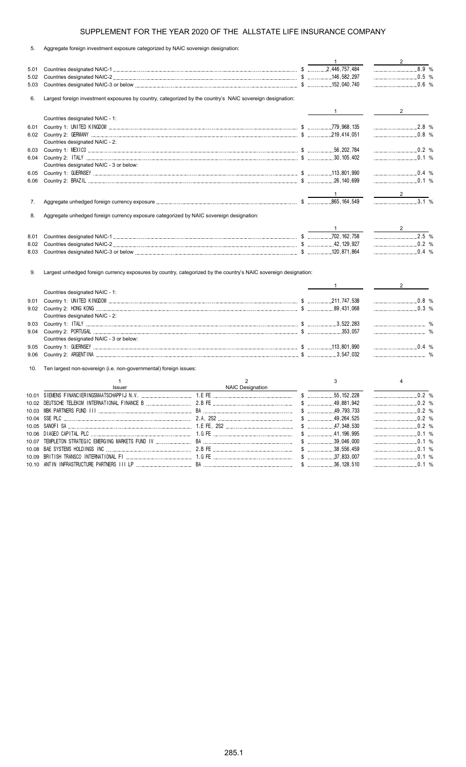## SUPPLEMENT FOR THE YEAR 2020 OF THE ALLSTATE LIFE INSURANCE COMPANY

5. Aggregate foreign investment exposure categorized by NAIC sovereign designation:

| | | 1 | 2 |
|---|---|---|---|
| 5.01 | Countries designated NAIC-1 | $ 2,446,757,484 | 8.9 % |
| 5.02 | Countries designated NAIC-2 | $ 146,582,297 | 0.5 % |
| 5.03 | Countries designated NAIC-3 or below | $ 152,040,740 | 0.6 % |

6. Largest foreign investment exposures by country, categorized by the country's NAIC sovereign designation:

| | | 1 | 2 |
|---|---|---|---|
| | Countries designated NAIC - 1: | | |
| 6.01 | Country 1: UNITED KINGDOM | $ 779,968,135 | 2.8 % |
| 6.02 | Country 2: GERMANY | $ 219,414,051 | 0.8 % |
| | Countries designated NAIC - 2: | | |
| 6.03 | Country 1: MEXICO | $ 56,202,784 | 0.2 % |
| 6.04 | Country 2: ITALY | $ 30,105,402 | 0.1 % |
| | Countries designated NAIC - 3 or below: | | |
| 6.05 | Country 1: GUERNSEY | $ 113,801,990 | 0.4 % |
| 6.06 | Country 2: BRAZIL | $ 26,140,699 | 0.1 % |

| | | 1 | 2 |
|---|---|---|---|
| 7. | Aggregate unhedged foreign currency exposure | $ 865,164,549 | 3.1 % |

8. Aggregate unhedged foreign currency exposure categorized by NAIC sovereign designation:

| | | 1 | 2 |
|---|---|---|---|
| 8.01 | Countries designated NAIC-1 | $ 702,162,758 | 2.5 % |
| 8.02 | Countries designated NAIC-2 | $ 42,129,927 | 0.2 % |
| 8.03 | Countries designated NAIC-3 or below | $ 120,871,864 | 0.4 % |

9. Largest unhedged foreign currency exposures by country, categorized by the country's NAIC sovereign designation:

| | | 1 | 2 |
|---|---|---|---|
| | Countries designated NAIC - 1: | | |
| 9.01 | Country 1: UNITED KINGDOM | $ 211,747,538 | 0.8 % |
| 9.02 | Country 2: HONG KONG | $ 89,431,068 | 0.3 % |
| | Countries designated NAIC - 2: | | |
| 9.03 | Country 1: ITALY | $ 3,522,283 | % |
| 9.04 | Country 2: PORTUGAL | $ 353,057 | % |
| | Countries designated NAIC - 3 or below: | | |
| 9.05 | Country 1: GUERNSEY | $ 113,801,990 | 0.4 % |
| 9.06 | Country 2: ARGENTINA | $ 3,547,032 | % |

10. Ten largest non-sovereign (i.e. non-governmental) foreign issues:

| | 1<br>Issuer | 2<br>NAIC Designation | 3 | 4 |
|---|---|---|---|---|
| 10.01 | SIEMENS FINANCIERINGSMAATSCHAPPIJ N.V. | 1.E FE | $ 55,152,228 | 0.2 % |
| 10.02 | DEUTSCHE TELEKOM INTERNATIONAL FINANCE B | 2.B FE | $ 49,881,942 | 0.2 % |
| 10.03 | MBK PARTNERS FUND III | BA | $ 49,793,733 | 0.2 % |
| 10.04 | SSE PLC | 2.A, 2S2 | $ 49,264,525 | 0.2 % |
| 10.05 | SANOFI SA | 1.E FE, 2S2 | $ 47,348,530 | 0.2 % |
| 10.06 | DIAGEO CAPITAL PLC | 1.G FE | $ 41,196,995 | 0.1 % |
| 10.07 | TEMPLETON STRATEGIC EMERGING MARKETS FUND IV | BA | $ 39,046,000 | 0.1 % |
| 10.08 | BAE SYSTEMS HOLDINGS INC | 2.B FE | $ 38,556,459 | 0.1 % |
| 10.09 | BRITISH TRANSCO INTERNATIONAL FI | 1.G FE | $ 37,833,007 | 0.1 % |
| 10.10 | ANTIN INFRASTRUCTURE PARTNERS III LP | BA | $ 36,128,510 | 0.1 % |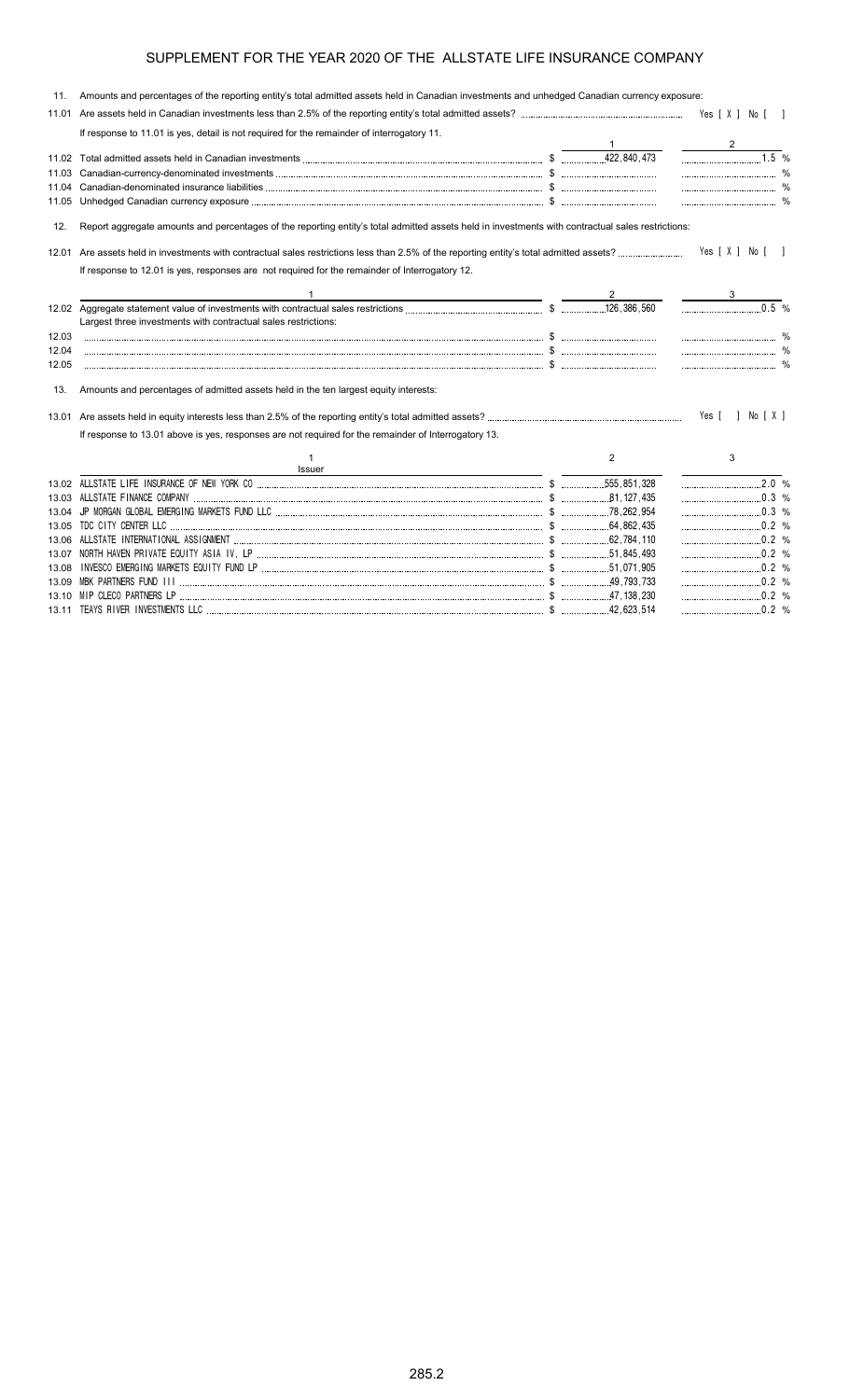## SUPPLEMENT FOR THE YEAR 2020 OF THE ALLSTATE LIFE INSURANCE COMPANY

11. Amounts and percentages of the reporting entity's total admitted assets held in Canadian investments and unhedged Canadian currency exposure:

11.01 Are assets held in Canadian investments less than 2.5% of the reporting entity's total admitted assets? Yes [ X ] No [ ]

If response to 11.01 is yes, detail is not required for the remainder of interrogatory 11.

| | | 1 | 2 |
|---|---|---|---|
| 11.02 | Total admitted assets held in Canadian investments | $ 422,840,473 | 1.5 % |
| 11.03 | Canadian-currency-denominated investments | $ | % |
| 11.04 | Canadian-denominated insurance liabilities | $ | % |
| 11.05 | Unhedged Canadian currency exposure | $ | % |

12. Report aggregate amounts and percentages of the reporting entity's total admitted assets held in investments with contractual sales restrictions:

12.01 Are assets held in investments with contractual sales restrictions less than 2.5% of the reporting entity's total admitted assets? Yes [ X ] No [ ]

If response to 12.01 is yes, responses are not required for the remainder of Interrogatory 12.

| | 1 | 2 | 3 |
|---|---|---|---|
| 12.02 | Aggregate statement value of investments with contractual sales restrictions | $ 126,386,560 | 0.5 % |
| | Largest three investments with contractual sales restrictions: | | |
| 12.03 | | $ | % |
| 12.04 | | $ | % |
| 12.05 | | $ | % |

13. Amounts and percentages of admitted assets held in the ten largest equity interests:

13.01 Are assets held in equity interests less than 2.5% of the reporting entity's total admitted assets? Yes [ ] No [ X ]

If response to 13.01 above is yes, responses are not required for the remainder of Interrogatory 13.

| | 1<br>Issuer | 2 | 3 |
|---|---|---|---|
| 13.02 | ALLSTATE LIFE INSURANCE OF NEW YORK CO | $ 555,851,328 | 2.0 % |
| 13.03 | ALLSTATE FINANCE COMPANY | $ 81,127,435 | 0.3 % |
| 13.04 | JP MORGAN GLOBAL EMERGING MARKETS FUND LLC | $ 78,262,954 | 0.3 % |
| 13.05 | TDC CITY CENTER LLC | $ 64,862,435 | 0.2 % |
| 13.06 | ALLSTATE INTERNATIONAL ASSIGNMENT | $ 62,784,110 | 0.2 % |
| 13.07 | NORTH HAVEN PRIVATE EQUITY ASIA IV, LP | $ 51,845,493 | 0.2 % |
| 13.08 | INVESCO EMERGING MARKETS EQUITY FUND LP | $ 51,071,905 | 0.2 % |
| 13.09 | MBK PARTNERS FUND III | $ 49,793,733 | 0.2 % |
| 13.10 | MIP CLECO PARTNERS LP | $ 47,138,230 | 0.2 % |
| 13.11 | TEAYS RIVER INVESTMENTS LLC | $ 42,623,514 | 0.2 % |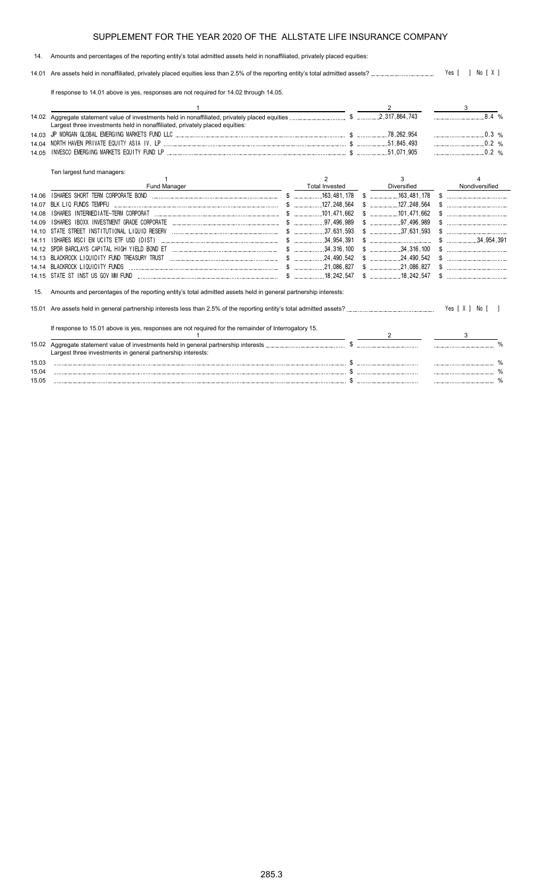# SUPPLEMENT FOR THE YEAR 2020 OF THE ALLSTATE LIFE INSURANCE COMPANY

14. Amounts and percentages of the reporting entity's total admitted assets held in nonaffiliated, privately placed equities:

14.01 Are assets held in nonaffiliated, privately placed equities less than 2.5% of the reporting entity's total admitted assets? Yes [ ] No [ X ]

If response to 14.01 above is yes, responses are not required for 14.02 through 14.05.

| | 1 | 2 | 3 |
|---|---|---|---|
| 14.02 | Aggregate statement value of investments held in nonaffiliated, privately placed equities | $ 2,317,864,743 | 8.4 % |
| | Largest three investments held in nonaffiliated, privately placed equities: | | |
| 14.03 | JP MORGAN GLOBAL EMERGING MARKETS FUND LLC | $ 78,262,954 | 0.3 % |
| 14.04 | NORTH HAVEN PRIVATE EQUITY ASIA IV, LP | $ 51,845,493 | 0.2 % |
| 14.05 | INVESCO EMERGING MARKETS EQUITY FUND LP | $ 51,071,905 | 0.2 % |

Ten largest fund managers:

| | 1<br>Fund Manager | 2<br>Total Invested | 3<br>Diversified | 4<br>Nondiversified |
|---|---|---|---|---|
| 14.06 | ISHARES SHORT TERM CORPORATE BOND | $ 163,481,178 | $ 163,481,178 | $ |
| 14.07 | BLK LIQ FUNDS TEMPFU | $ 127,248,564 | $ 127,248,564 | $ |
| 14.08 | ISHARES INTERMEDIATE-TERM CORPORAT | $ 101,471,662 | $ 101,471,662 | $ |
| 14.09 | ISHARES IBOXX INVESTMENT GRADE CORPORATE | $ 97,496,989 | $ 97,496,989 | $ |
| 14.10 | STATE STREET INSTITUTIONAL LIQUID RESERV | $ 37,631,593 | $ 37,631,593 | $ |
| 14.11 | ISHARES MSCI EM UCITS ETF USD (DIST) | $ 34,954,391 | $ | $ 34,954,391 |
| 14.12 | SPDR BARCLAYS CAPITAL HIGH YIELD BOND ET | $ 34,316,100 | $ 34,316,100 | $ |
| 14.13 | BLACKROCK LIQUIDITY FUND TREASURY TRUST | $ 24,490,542 | $ 24,490,542 | $ |
| 14.14 | BLACKROCK LIQUIDITY FUNDS | $ 21,086,827 | $ 21,086,827 | $ |
| 14.15 | STATE ST INST US GOV MM FUND | $ 18,242,547 | $ 18,242,547 | $ |

15. Amounts and percentages of the reporting entity's total admitted assets held in general partnership interests:

15.01 Are assets held in general partnership interests less than 2.5% of the reporting entity's total admitted assets? Yes [ X ] No [ ]

If response to 15.01 above is yes, responses are not required for the remainder of Interrogatory 15.

| | 1 | 2 | 3 |
|---|---|---|---|
| 15.02 | Aggregate statement value of investments held in general partnership interests | $ | % |
| | Largest three investments in general partnership interests: | | |
| 15.03 | | $ | % |
| 15.04 | | $ | % |
| 15.05 | | $ | % |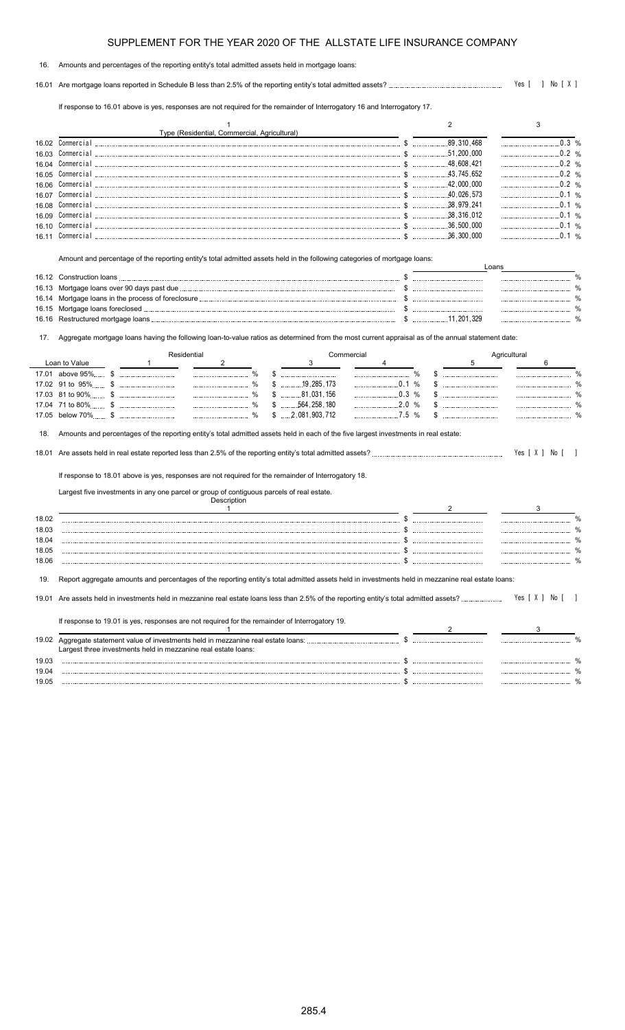# SUPPLEMENT FOR THE YEAR 2020 OF THE ALLSTATE LIFE INSURANCE COMPANY

16. Amounts and percentages of the reporting entity's total admitted assets held in mortgage loans:

16.01 Are mortgage loans reported in Schedule B less than 2.5% of the reporting entity's total admitted assets? Yes [ ] No [ X ]

If response to 16.01 above is yes, responses are not required for the remainder of Interrogatory 16 and Interrogatory 17.

| | 1<br>Type (Residential, Commercial, Agricultural) | 2 | 3 |
|---|---|---|---|
| 16.02 | Commercial | $ 89,310,468 | 0.3 % |
| 16.03 | Commercial | $ 51,200,000 | 0.2 % |
| 16.04 | Commercial | $ 48,608,421 | 0.2 % |
| 16.05 | Commercial | $ 43,745,652 | 0.2 % |
| 16.06 | Commercial | $ 42,000,000 | 0.2 % |
| 16.07 | Commercial | $ 40,026,573 | 0.1 % |
| 16.08 | Commercial | $ 38,979,241 | 0.1 % |
| 16.09 | Commercial | $ 38,316,012 | 0.1 % |
| 16.10 | Commercial | $ 36,500,000 | 0.1 % |
| 16.11 | Commercial | $ 36,300,000 | 0.1 % |

Amount and percentage of the reporting entity's total admitted assets held in the following categories of mortgage loans:

| | | Loans | |
|---|---|---|---|
| 16.12 | Construction loans | $ | % |
| 16.13 | Mortgage loans over 90 days past due | $ | % |
| 16.14 | Mortgage loans in the process of foreclosure | $ | % |
| 16.15 | Mortgage loans foreclosed | $ | % |
| 16.16 | Restructured mortgage loans | $ 11,201,329 | % |

17. Aggregate mortgage loans having the following loan-to-value ratios as determined from the most current appraisal as of the annual statement date:

| Loan to Value | Residential 1 | Residential 2 | Commercial 3 | Commercial 4 | Agricultural 5 | Agricultural 6 |
|---|---|---|---|---|---|---|
| 17.01 above 95% | $ | % | $ | % | $ | % |
| 17.02 91 to 95% | $ | % | $ 19,285,173 | 0.1 % | $ | % |
| 17.03 81 to 90% | $ | % | $ 81,031,156 | 0.3 % | $ | % |
| 17.04 71 to 80% | $ | % | $ 564,258,180 | 2.0 % | $ | % |
| 17.05 below 70% | $ | % | $ 2,081,903,712 | 7.5 % | $ | % |

18. Amounts and percentages of the reporting entity's total admitted assets held in each of the five largest investments in real estate:

18.01 Are assets held in real estate reported less than 2.5% of the reporting entity's total admitted assets? Yes [ X ] No [ ]

If response to 18.01 above is yes, responses are not required for the remainder of Interrogatory 18.

Largest five investments in any one parcel or group of contiguous parcels of real estate.

| | Description<br>1 | 2 | 3 |
|---|---|---|---|
| 18.02 | | $ | % |
| 18.03 | | $ | % |
| 18.04 | | $ | % |
| 18.05 | | $ | % |
| 18.06 | | $ | % |

19. Report aggregate amounts and percentages of the reporting entity's total admitted assets held in investments held in mezzanine real estate loans:

19.01 Are assets held in investments held in mezzanine real estate loans less than 2.5% of the reporting entity's total admitted assets? Yes [ X ] No [ ]

If response to 19.01 is yes, responses are not required for the remainder of Interrogatory 19.

| | 1 | 2 | 3 |
|---|---|---|---|
| 19.02 | Aggregate statement value of investments held in mezzanine real estate loans: | $ | % |
| | Largest three investments held in mezzanine real estate loans: | | |
| 19.03 | | $ | % |
| 19.04 | | $ | % |
| 19.05 | | $ | % |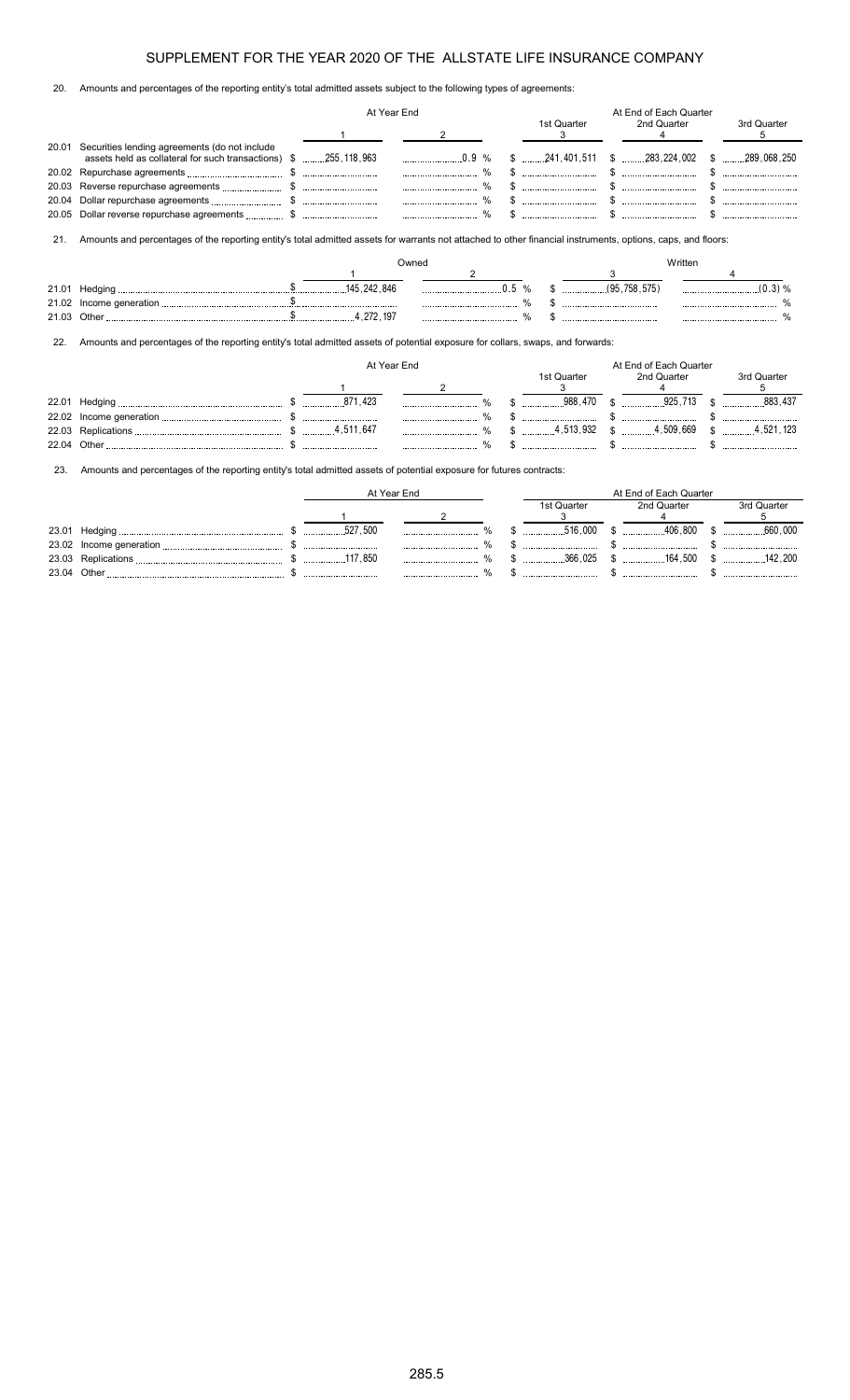# SUPPLEMENT FOR THE YEAR 2020 OF THE ALLSTATE LIFE INSURANCE COMPANY

20. Amounts and percentages of the reporting entity's total admitted assets subject to the following types of agreements:

| | At Year End | | At End of Each Quarter | | |
|---|---|---|---|---|---|
| | | | 1st Quarter | 2nd Quarter | 3rd Quarter |
| | 1 | 2 | 3 | 4 | 5 |
| 20.01 Securities lending agreements (do not include assets held as collateral for such transactions) | $ 255,118,963 | 0.9 % | $ 241,401,511 | $ 283,224,002 | $ 289,068,250 |
| 20.02 Repurchase agreements | $ | % | $ | $ | $ |
| 20.03 Reverse repurchase agreements | $ | % | $ | $ | $ |
| 20.04 Dollar repurchase agreements | $ | % | $ | $ | $ |
| 20.05 Dollar reverse repurchase agreements | $ | % | $ | $ | $ |

21. Amounts and percentages of the reporting entity's total admitted assets for warrants not attached to other financial instruments, options, caps, and floors:

| | Owned | | Written | |
|---|---|---|---|---|
| | 1 | 2 | 3 | 4 |
| 21.01 Hedging | $ 145,242,846 | 0.5 % | $ (95,758,575) | (0.3) % |
| 21.02 Income generation | $ | % | $ | % |
| 21.03 Other | $ 4,272,197 | % | $ | % |

22. Amounts and percentages of the reporting entity's total admitted assets of potential exposure for collars, swaps, and forwards:

| | At Year End | | At End of Each Quarter | | |
|---|---|---|---|---|---|
| | | | 1st Quarter | 2nd Quarter | 3rd Quarter |
| | 1 | 2 | 3 | 4 | 5 |
| 22.01 Hedging | $ 871,423 | % | $ 988,470 | $ 925,713 | $ 883,437 |
| 22.02 Income generation | $ | % | $ | $ | $ |
| 22.03 Replications | $ 4,511,647 | % | $ 4,513,932 | $ 4,509,669 | $ 4,521,123 |
| 22.04 Other | $ | % | $ | $ | $ |

23. Amounts and percentages of the reporting entity's total admitted assets of potential exposure for futures contracts:

| | At Year End | | At End of Each Quarter | | |
|---|---|---|---|---|---|
| | | | 1st Quarter | 2nd Quarter | 3rd Quarter |
| | 1 | 2 | 3 | 4 | 5 |
| 23.01 Hedging | $ 527,500 | % | $ 516,000 | $ 406,800 | $ 660,000 |
| 23.02 Income generation | $ | % | $ | $ | $ |
| 23.03 Replications | $ 117,850 | % | $ 366,025 | $ 164,500 | $ 142,200 |
| 23.04 Other | $ | % | $ | $ | $ |